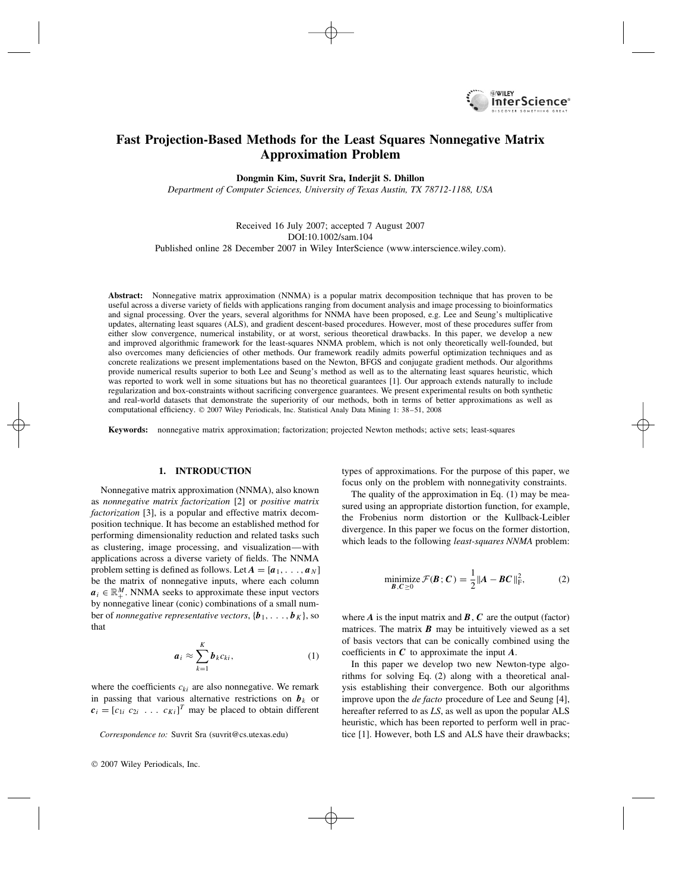# Fast Projection-Based Methods for the Least Squares Nonnegative Matrix Approximation Problem

**Dongmin Kim, Suvrit Sra, Inderjit S. Dhillon**

*Department of Computer Sciences, University of Texas Austin, TX 78712-1188, USA*

Received 16 July 2007; accepted 7 August 2007
DOI:10.1002/sam.104
Published online 28 December 2007 in Wiley InterScience (www.interscience.wiley.com).

**Abstract:** Nonnegative matrix approximation (NNMA) is a popular matrix decomposition technique that has proven to be useful across a diverse variety of fields with applications ranging from document analysis and image processing to bioinformatics and signal processing. Over the years, several algorithms for NNMA have been proposed, e.g. Lee and Seung's multiplicative updates, alternating least squares (ALS), and gradient descent-based procedures. However, most of these procedures suffer from either slow convergence, numerical instability, or at worst, serious theoretical drawbacks. In this paper, we develop a new and improved algorithmic framework for the least-squares NNMA problem, which is not only theoretically well-founded, but also overcomes many deficiencies of other methods. Our framework readily admits powerful optimization techniques and as concrete realizations we present implementations based on the Newton, BFGS and conjugate gradient methods. Our algorithms provide numerical results superior to both Lee and Seung's method as well as to the alternating least squares heuristic, which was reported to work well in some situations but has no theoretical guarantees [1]. Our approach extends naturally to include regularization and box-constraints without sacrificing convergence guarantees. We present experimental results on both synthetic and real-world datasets that demonstrate the superiority of our methods, both in terms of better approximations as well as computational efficiency. © 2007 Wiley Periodicals, Inc. Statistical Analy Data Mining 1: 38–51, 2008

**Keywords:** nonnegative matrix approximation; factorization; projected Newton methods; active sets; least-squares

## 1. INTRODUCTION

Nonnegative matrix approximation (NNMA), also known as *nonnegative matrix factorization* [2] or *positive matrix factorization* [3], is a popular and effective matrix decomposition technique. It has become an established method for performing dimensionality reduction and related tasks such as clustering, image processing, and visualization—with applications across a diverse variety of fields. The NNMA problem setting is defined as follows. Let $\boldsymbol{A} = [\boldsymbol{a}_1, \ldots, \boldsymbol{a}_N]$ be the matrix of nonnegative inputs, where each column $\boldsymbol{a}_i \in \mathbb{R}_+^M$. NNMA seeks to approximate these input vectors by nonnegative linear (conic) combinations of a small number of *nonnegative representative vectors*, $\{\boldsymbol{b}_1, \ldots, \boldsymbol{b}_K\}$, so that

$$\boldsymbol{a}_i \approx \sum_{k=1}^{K} \boldsymbol{b}_k c_{ki}, \tag{1}$$

where the coefficients $c_{ki}$ are also nonnegative. We remark in passing that various alternative restrictions on $\boldsymbol{b}_k$ or $\boldsymbol{c}_i = [c_{1i} \; c_{2i} \; \ldots \; c_{Ki}]^T$ may be placed to obtain different types of approximations. For the purpose of this paper, we focus only on the problem with nonnegativity constraints.

The quality of the approximation in Eq. (1) may be measured using an appropriate distortion function, for example, the Frobenius norm distortion or the Kullback-Leibler divergence. In this paper we focus on the former distortion, which leads to the following *least-squares NNMA* problem:

$$\underset{\boldsymbol{B},\boldsymbol{C} \geq 0}{\text{minimize}} \; \mathcal{F}(\boldsymbol{B};\boldsymbol{C}) = \frac{1}{2}\|\boldsymbol{A} - \boldsymbol{B}\boldsymbol{C}\|_{\mathrm{F}}^2, \tag{2}$$

where $\boldsymbol{A}$ is the input matrix and $\boldsymbol{B}, \boldsymbol{C}$ are the output (factor) matrices. The matrix $\boldsymbol{B}$ may be intuitively viewed as a set of basis vectors that can be conically combined using the coefficients in $\boldsymbol{C}$ to approximate the input $\boldsymbol{A}$.

In this paper we develop two new Newton-type algorithms for solving Eq. (2) along with a theoretical analysis establishing their convergence. Both our algorithms improve upon the *de facto* procedure of Lee and Seung [4], hereafter referred to as *LS*, as well as upon the popular ALS heuristic, which has been reported to perform well in practice [1]. However, both LS and ALS have their drawbacks;

*Correspondence to:* Suvrit Sra (suvrit@cs.utexas.edu)

© 2007 Wiley Periodicals, Inc.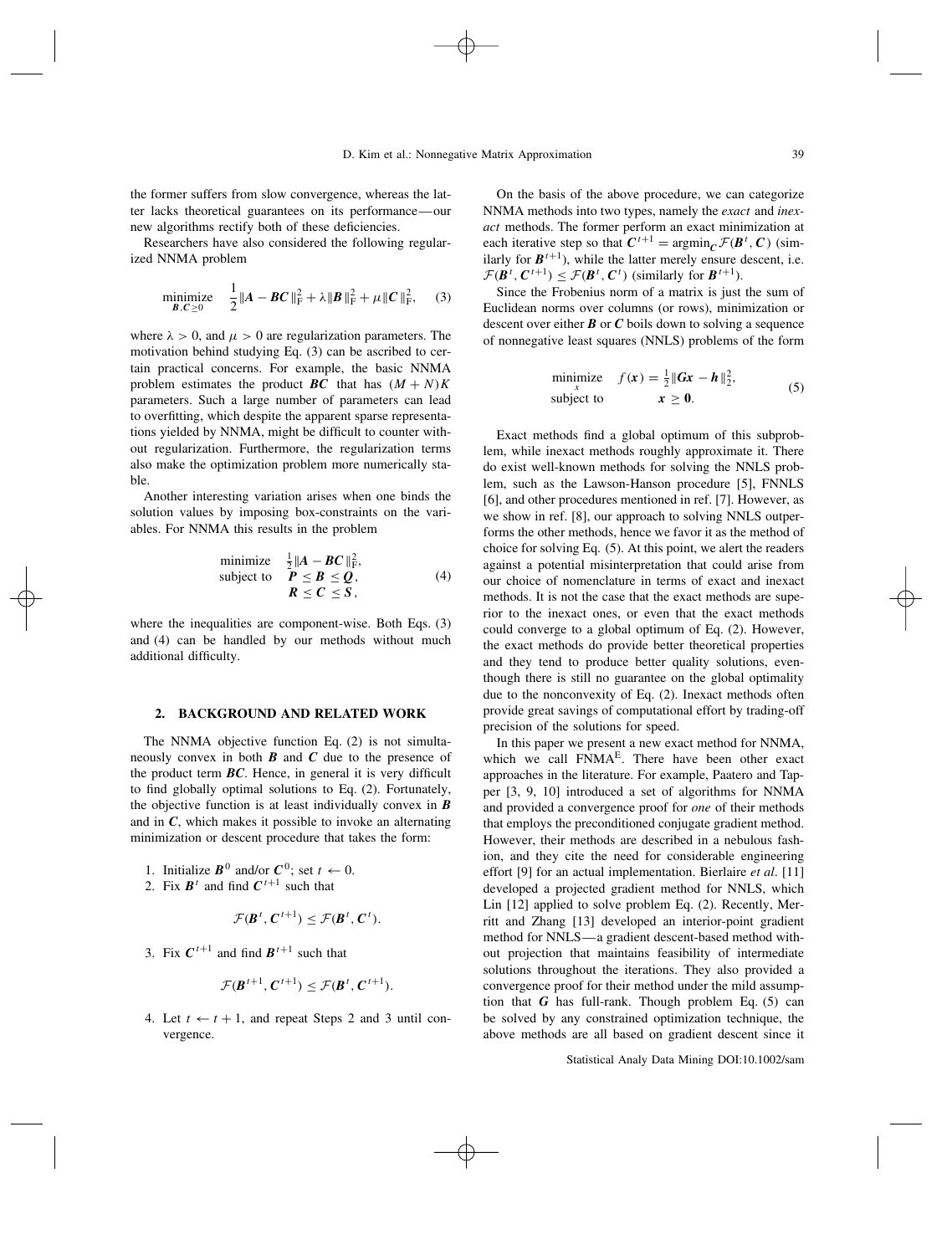the former suffers from slow convergence, whereas the latter lacks theoretical guarantees on its performance—our new algorithms rectify both of these deficiencies.

Researchers have also considered the following regularized NNMA problem

$$\underset{\boldsymbol{B},\boldsymbol{C}\geq 0}{\text{minimize}} \quad \frac{1}{2}\|\boldsymbol{A}-\boldsymbol{BC}\|_{\mathrm{F}}^2+\lambda\|\boldsymbol{B}\|_{\mathrm{F}}^2+\mu\|\boldsymbol{C}\|_{\mathrm{F}}^2, \tag{3}$$

where $\lambda > 0$, and $\mu > 0$ are regularization parameters. The motivation behind studying Eq. (3) can be ascribed to certain practical concerns. For example, the basic NNMA problem estimates the product $\boldsymbol{BC}$ that has $(M+N)K$ parameters. Such a large number of parameters can lead to overfitting, which despite the apparent sparse representations yielded by NNMA, might be difficult to counter without regularization. Furthermore, the regularization terms also make the optimization problem more numerically stable.

Another interesting variation arises when one binds the solution values by imposing box-constraints on the variables. For NNMA this results in the problem

$$\begin{array}{ll} \text{minimize} & \frac{1}{2}\|\boldsymbol{A}-\boldsymbol{BC}\|_{\mathrm{F}}^2, \\ \text{subject to} & \boldsymbol{P} \leq \boldsymbol{B} \leq \boldsymbol{Q}, \\ & \boldsymbol{R} \leq \boldsymbol{C} \leq \boldsymbol{S}, \end{array} \tag{4}$$

where the inequalities are component-wise. Both Eqs. (3) and (4) can be handled by our methods without much additional difficulty.

## 2. BACKGROUND AND RELATED WORK

The NNMA objective function Eq. (2) is not simultaneously convex in both $\boldsymbol{B}$ and $\boldsymbol{C}$ due to the presence of the product term $\boldsymbol{BC}$. Hence, in general it is very difficult to find globally optimal solutions to Eq. (2). Fortunately, the objective function is at least individually convex in $\boldsymbol{B}$ and in $\boldsymbol{C}$, which makes it possible to invoke an alternating minimization or descent procedure that takes the form:

1. Initialize $\boldsymbol{B}^0$ and/or $\boldsymbol{C}^0$; set $t \leftarrow 0$.
2. Fix $\boldsymbol{B}^t$ and find $\boldsymbol{C}^{t+1}$ such that

$$\mathcal{F}(\boldsymbol{B}^t, \boldsymbol{C}^{t+1}) \leq \mathcal{F}(\boldsymbol{B}^t, \boldsymbol{C}^t).$$

3. Fix $\boldsymbol{C}^{t+1}$ and find $\boldsymbol{B}^{t+1}$ such that

$$\mathcal{F}(\boldsymbol{B}^{t+1}, \boldsymbol{C}^{t+1}) \leq \mathcal{F}(\boldsymbol{B}^t, \boldsymbol{C}^{t+1}).$$

4. Let $t \leftarrow t+1$, and repeat Steps 2 and 3 until convergence.

On the basis of the above procedure, we can categorize NNMA methods into two types, namely the *exact* and *inexact* methods. The former perform an exact minimization at each iterative step so that $\boldsymbol{C}^{t+1} = \operatorname{argmin}_{\boldsymbol{C}} \mathcal{F}(\boldsymbol{B}^t, \boldsymbol{C})$ (similarly for $\boldsymbol{B}^{t+1}$), while the latter merely ensure descent, i.e. $\mathcal{F}(\boldsymbol{B}^t, \boldsymbol{C}^{t+1}) \leq \mathcal{F}(\boldsymbol{B}^t, \boldsymbol{C}^t)$ (similarly for $\boldsymbol{B}^{t+1}$).

Since the Frobenius norm of a matrix is just the sum of Euclidean norms over columns (or rows), minimization or descent over either $\boldsymbol{B}$ or $\boldsymbol{C}$ boils down to solving a sequence of nonnegative least squares (NNLS) problems of the form

$$\begin{array}{ll} \underset{x}{\text{minimize}} & f(\boldsymbol{x}) = \frac{1}{2}\|\boldsymbol{Gx}-\boldsymbol{h}\|_2^2, \\ \text{subject to} & \boldsymbol{x} \geq \boldsymbol{0}. \end{array} \tag{5}$$

Exact methods find a global optimum of this subproblem, while inexact methods roughly approximate it. There do exist well-known methods for solving the NNLS problem, such as the Lawson-Hanson procedure [5], FNNLS [6], and other procedures mentioned in ref. [7]. However, as we show in ref. [8], our approach to solving NNLS outperforms the other methods, hence we favor it as the method of choice for solving Eq. (5). At this point, we alert the readers against a potential misinterpretation that could arise from our choice of nomenclature in terms of exact and inexact methods. It is not the case that the exact methods are superior to the inexact ones, or even that the exact methods could converge to a global optimum of Eq. (2). However, the exact methods do provide better theoretical properties and they tend to produce better quality solutions, eventhough there is still no guarantee on the global optimality due to the nonconvexity of Eq. (2). Inexact methods often provide great savings of computational effort by trading-off precision of the solutions for speed.

In this paper we present a new exact method for NNMA, which we call FNMA$^{\mathrm{E}}$. There have been other exact approaches in the literature. For example, Paatero and Tapper [3, 9, 10] introduced a set of algorithms for NNMA and provided a convergence proof for *one* of their methods that employs the preconditioned conjugate gradient method. However, their methods are described in a nebulous fashion, and they cite the need for considerable engineering effort [9] for an actual implementation. Bierlaire *et al*. [11] developed a projected gradient method for NNLS, which Lin [12] applied to solve problem Eq. (2). Recently, Merritt and Zhang [13] developed an interior-point gradient method for NNLS—a gradient descent-based method without projection that maintains feasibility of intermediate solutions throughout the iterations. They also provided a convergence proof for their method under the mild assumption that $\boldsymbol{G}$ has full-rank. Though problem Eq. (5) can be solved by any constrained optimization technique, the above methods are all based on gradient descent since it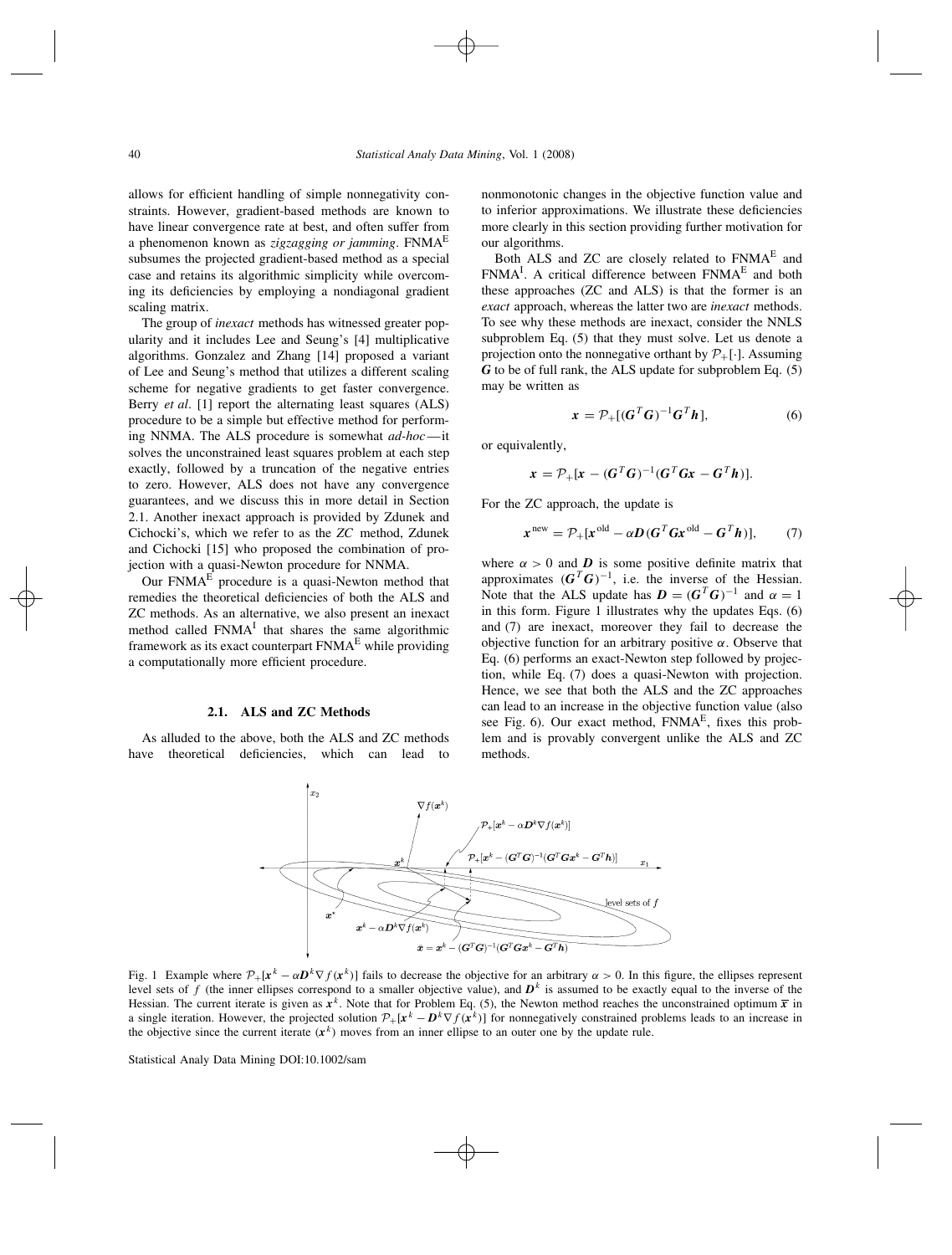allows for efficient handling of simple nonnegativity constraints. However, gradient-based methods are known to have linear convergence rate at best, and often suffer from a phenomenon known as *zigzagging or jamming*. FNMA$^E$ subsumes the projected gradient-based method as a special case and retains its algorithmic simplicity while overcoming its deficiencies by employing a nondiagonal gradient scaling matrix.

The group of *inexact* methods has witnessed greater popularity and it includes Lee and Seung's [4] multiplicative algorithms. Gonzalez and Zhang [14] proposed a variant of Lee and Seung's method that utilizes a different scaling scheme for negative gradients to get faster convergence. Berry *et al*. [1] report the alternating least squares (ALS) procedure to be a simple but effective method for performing NNMA. The ALS procedure is somewhat *ad-hoc*—it solves the unconstrained least squares problem at each step exactly, followed by a truncation of the negative entries to zero. However, ALS does not have any convergence guarantees, and we discuss this in more detail in Section 2.1. Another inexact approach is provided by Zdunek and Cichocki's, which we refer to as the *ZC* method, Zdunek and Cichocki [15] who proposed the combination of projection with a quasi-Newton procedure for NNMA.

Our FNMA$^E$ procedure is a quasi-Newton method that remedies the theoretical deficiencies of both the ALS and ZC methods. As an alternative, we also present an inexact method called FNMA$^I$ that shares the same algorithmic framework as its exact counterpart FNMA$^E$ while providing a computationally more efficient procedure.

### 2.1. ALS and ZC Methods

As alluded to the above, both the ALS and ZC methods have theoretical deficiencies, which can lead to nonmonotonic changes in the objective function value and to inferior approximations. We illustrate these deficiencies more clearly in this section providing further motivation for our algorithms.

Both ALS and ZC are closely related to FNMA$^E$ and FNMA$^I$. A critical difference between FNMA$^E$ and both these approaches (ZC and ALS) is that the former is an *exact* approach, whereas the latter two are *inexact* methods. To see why these methods are inexact, consider the NNLS subproblem Eq. (5) that they must solve. Let us denote a projection onto the nonnegative orthant by $\mathcal{P}_+[\cdot]$. Assuming $\boldsymbol{G}$ to be of full rank, the ALS update for subproblem Eq. (5) may be written as

$$\boldsymbol{x} = \mathcal{P}_+[(\boldsymbol{G}^T\boldsymbol{G})^{-1}\boldsymbol{G}^T\boldsymbol{h}], \tag{6}$$

or equivalently,

$$\boldsymbol{x} = \mathcal{P}_+[\boldsymbol{x} - (\boldsymbol{G}^T\boldsymbol{G})^{-1}(\boldsymbol{G}^T\boldsymbol{G}\boldsymbol{x} - \boldsymbol{G}^T\boldsymbol{h})].$$

For the ZC approach, the update is

$$\boldsymbol{x}^{\text{new}} = \mathcal{P}_+[\boldsymbol{x}^{\text{old}} - \alpha\boldsymbol{D}(\boldsymbol{G}^T\boldsymbol{G}\boldsymbol{x}^{\text{old}} - \boldsymbol{G}^T\boldsymbol{h})], \tag{7}$$

where $\alpha > 0$ and $\boldsymbol{D}$ is some positive definite matrix that approximates $(\boldsymbol{G}^T\boldsymbol{G})^{-1}$, i.e. the inverse of the Hessian. Note that the ALS update has $\boldsymbol{D} = (\boldsymbol{G}^T\boldsymbol{G})^{-1}$ and $\alpha = 1$ in this form. Figure 1 illustrates why the updates Eqs. (6) and (7) are inexact, moreover they fail to decrease the objective function for an arbitrary positive $\alpha$. Observe that Eq. (6) performs an exact-Newton step followed by projection, while Eq. (7) does a quasi-Newton with projection. Hence, we see that both the ALS and the ZC approaches can lead to an increase in the objective function value (also see Fig. 6). Our exact method, FNMA$^E$, fixes this problem and is provably convergent unlike the ALS and ZC methods.

Fig. 1 Example where $\mathcal{P}_+[\boldsymbol{x}^k - \alpha\boldsymbol{D}^k\nabla f(\boldsymbol{x}^k)]$ fails to decrease the objective for an arbitrary $\alpha > 0$. In this figure, the ellipses represent level sets of $f$ (the inner ellipses correspond to a smaller objective value), and $\boldsymbol{D}^k$ is assumed to be exactly equal to the inverse of the Hessian. The current iterate is given as $\boldsymbol{x}^k$. Note that for Problem Eq. (5), the Newton method reaches the unconstrained optimum $\bar{\boldsymbol{x}}$ in a single iteration. However, the projected solution $\mathcal{P}_+[\boldsymbol{x}^k - \boldsymbol{D}^k\nabla f(\boldsymbol{x}^k)]$ for nonnegatively constrained problems leads to an increase in the objective since the current iterate ($\boldsymbol{x}^k$) moves from an inner ellipse to an outer one by the update rule.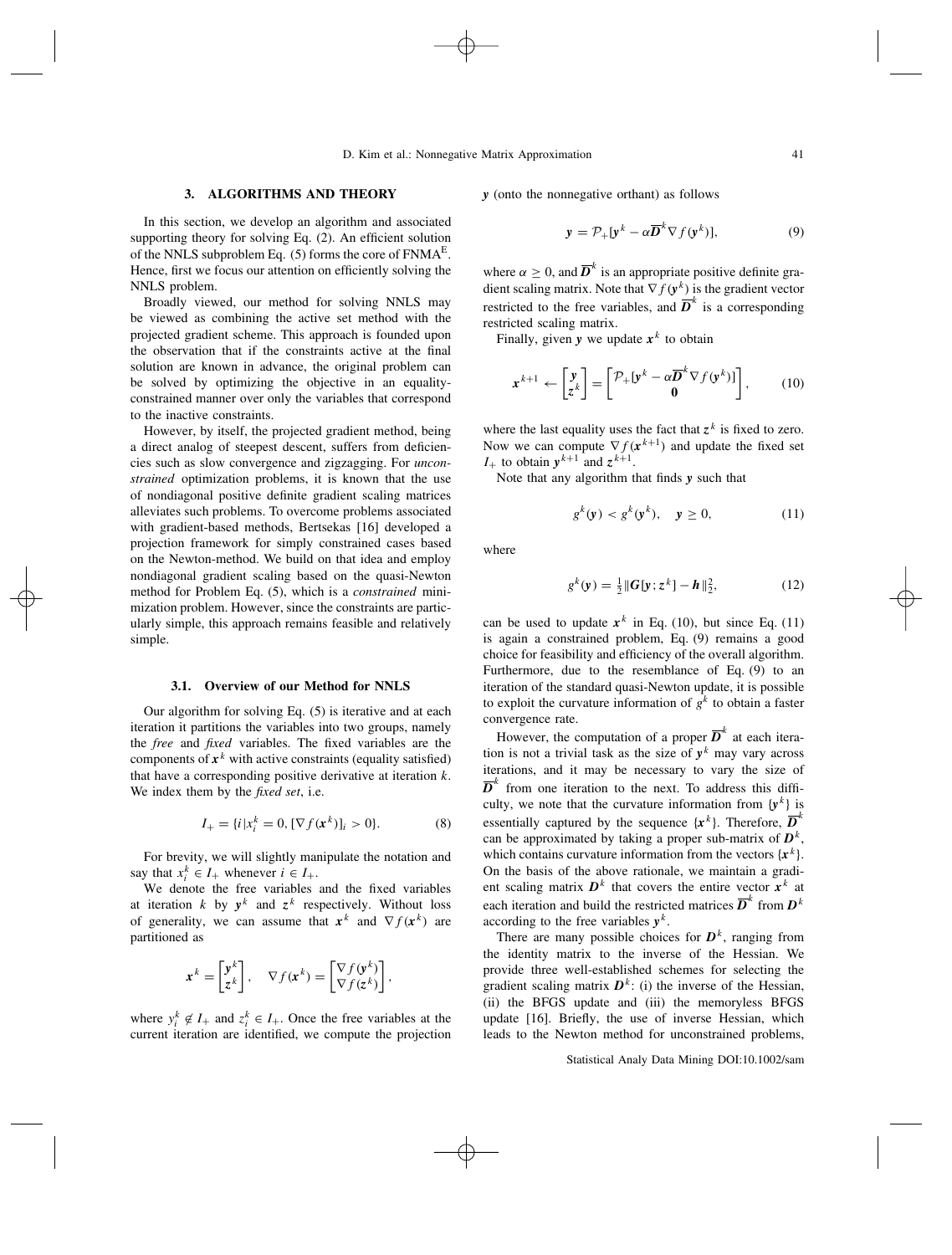## 3. ALGORITHMS AND THEORY

In this section, we develop an algorithm and associated supporting theory for solving Eq. (2). An efficient solution of the NNLS subproblem Eq. (5) forms the core of FNMA$^{\text{E}}$. Hence, first we focus our attention on efficiently solving the NNLS problem.

Broadly viewed, our method for solving NNLS may be viewed as combining the active set method with the projected gradient scheme. This approach is founded upon the observation that if the constraints active at the final solution are known in advance, the original problem can be solved by optimizing the objective in an equality-constrained manner over only the variables that correspond to the inactive constraints.

However, by itself, the projected gradient method, being a direct analog of steepest descent, suffers from deficiencies such as slow convergence and zigzagging. For *unconstrained* optimization problems, it is known that the use of nondiagonal positive definite gradient scaling matrices alleviates such problems. To overcome problems associated with gradient-based methods, Bertsekas [16] developed a projection framework for simply constrained cases based on the Newton-method. We build on that idea and employ nondiagonal gradient scaling based on the quasi-Newton method for Problem Eq. (5), which is a *constrained* minimization problem. However, since the constraints are particularly simple, this approach remains feasible and relatively simple.

### 3.1. Overview of our Method for NNLS

Our algorithm for solving Eq. (5) is iterative and at each iteration it partitions the variables into two groups, namely the *free* and *fixed* variables. The fixed variables are the components of $\boldsymbol{x}^k$ with active constraints (equality satisfied) that have a corresponding positive derivative at iteration $k$. We index them by the *fixed set*, i.e.

$$I_+ = \{i \,|\, x_i^k = 0, [\nabla f(\boldsymbol{x}^k)]_i > 0\}. \tag{8}$$

For brevity, we will slightly manipulate the notation and say that $x_i^k \in I_+$ whenever $i \in I_+$.

We denote the free variables and the fixed variables at iteration $k$ by $\boldsymbol{y}^k$ and $\boldsymbol{z}^k$ respectively. Without loss of generality, we can assume that $\boldsymbol{x}^k$ and $\nabla f(\boldsymbol{x}^k)$ are partitioned as

$$\boldsymbol{x}^k = \begin{bmatrix} \boldsymbol{y}^k \\ \boldsymbol{z}^k \end{bmatrix}, \quad \nabla f(\boldsymbol{x}^k) = \begin{bmatrix} \nabla f(\boldsymbol{y}^k) \\ \nabla f(\boldsymbol{z}^k) \end{bmatrix},$$

where $y_i^k \notin I_+$ and $z_i^k \in I_+$. Once the free variables at the current iteration are identified, we compute the projection $\boldsymbol{y}$ (onto the nonnegative orthant) as follows

$$\boldsymbol{y} = \mathcal{P}_+[\boldsymbol{y}^k - \alpha \overline{\boldsymbol{D}}^k \nabla f(\boldsymbol{y}^k)], \tag{9}$$

where $\alpha \geq 0$, and $\overline{\boldsymbol{D}}^k$ is an appropriate positive definite gradient scaling matrix. Note that $\nabla f(\boldsymbol{y}^k)$ is the gradient vector restricted to the free variables, and $\overline{\boldsymbol{D}}^k$ is a corresponding restricted scaling matrix.

Finally, given $\boldsymbol{y}$ we update $\boldsymbol{x}^k$ to obtain

$$\boldsymbol{x}^{k+1} \leftarrow \begin{bmatrix} \boldsymbol{y} \\ \boldsymbol{z}^k \end{bmatrix} = \begin{bmatrix} \mathcal{P}_+[\boldsymbol{y}^k - \alpha \overline{\boldsymbol{D}}^k \nabla f(\boldsymbol{y}^k)] \\ \boldsymbol{0} \end{bmatrix}, \tag{10}$$

where the last equality uses the fact that $\boldsymbol{z}^k$ is fixed to zero. Now we can compute $\nabla f(\boldsymbol{x}^{k+1})$ and update the fixed set $I_+$ to obtain $\boldsymbol{y}^{k+1}$ and $\boldsymbol{z}^{k+1}$.

Note that any algorithm that finds $\boldsymbol{y}$ such that

$$g^k(\boldsymbol{y}) < g^k(\boldsymbol{y}^k), \quad \boldsymbol{y} \geq 0, \tag{11}$$

where

$$g^k(\boldsymbol{y}) = \tfrac{1}{2}\|\boldsymbol{G}[\boldsymbol{y}; \boldsymbol{z}^k] - \boldsymbol{h}\|_2^2, \tag{12}$$

can be used to update $\boldsymbol{x}^k$ in Eq. (10), but since Eq. (11) is again a constrained problem, Eq. (9) remains a good choice for feasibility and efficiency of the overall algorithm. Furthermore, due to the resemblance of Eq. (9) to an iteration of the standard quasi-Newton update, it is possible to exploit the curvature information of $g^k$ to obtain a faster convergence rate.

However, the computation of a proper $\overline{\boldsymbol{D}}^k$ at each iteration is not a trivial task as the size of $\boldsymbol{y}^k$ may vary across iterations, and it may be necessary to vary the size of $\overline{\boldsymbol{D}}^k$ from one iteration to the next. To address this difficulty, we note that the curvature information from $\{\boldsymbol{y}^k\}$ is essentially captured by the sequence $\{\boldsymbol{x}^k\}$. Therefore, $\overline{\boldsymbol{D}}^k$ can be approximated by taking a proper sub-matrix of $\boldsymbol{D}^k$, which contains curvature information from the vectors $\{\boldsymbol{x}^k\}$. On the basis of the above rationale, we maintain a gradient scaling matrix $\boldsymbol{D}^k$ that covers the entire vector $\boldsymbol{x}^k$ at each iteration and build the restricted matrices $\overline{\boldsymbol{D}}^k$ from $\boldsymbol{D}^k$ according to the free variables $\boldsymbol{y}^k$.

There are many possible choices for $\boldsymbol{D}^k$, ranging from the identity matrix to the inverse of the Hessian. We provide three well-established schemes for selecting the gradient scaling matrix $\boldsymbol{D}^k$: (i) the inverse of the Hessian, (ii) the BFGS update and (iii) the memoryless BFGS update [16]. Briefly, the use of inverse Hessian, which leads to the Newton method for unconstrained problems,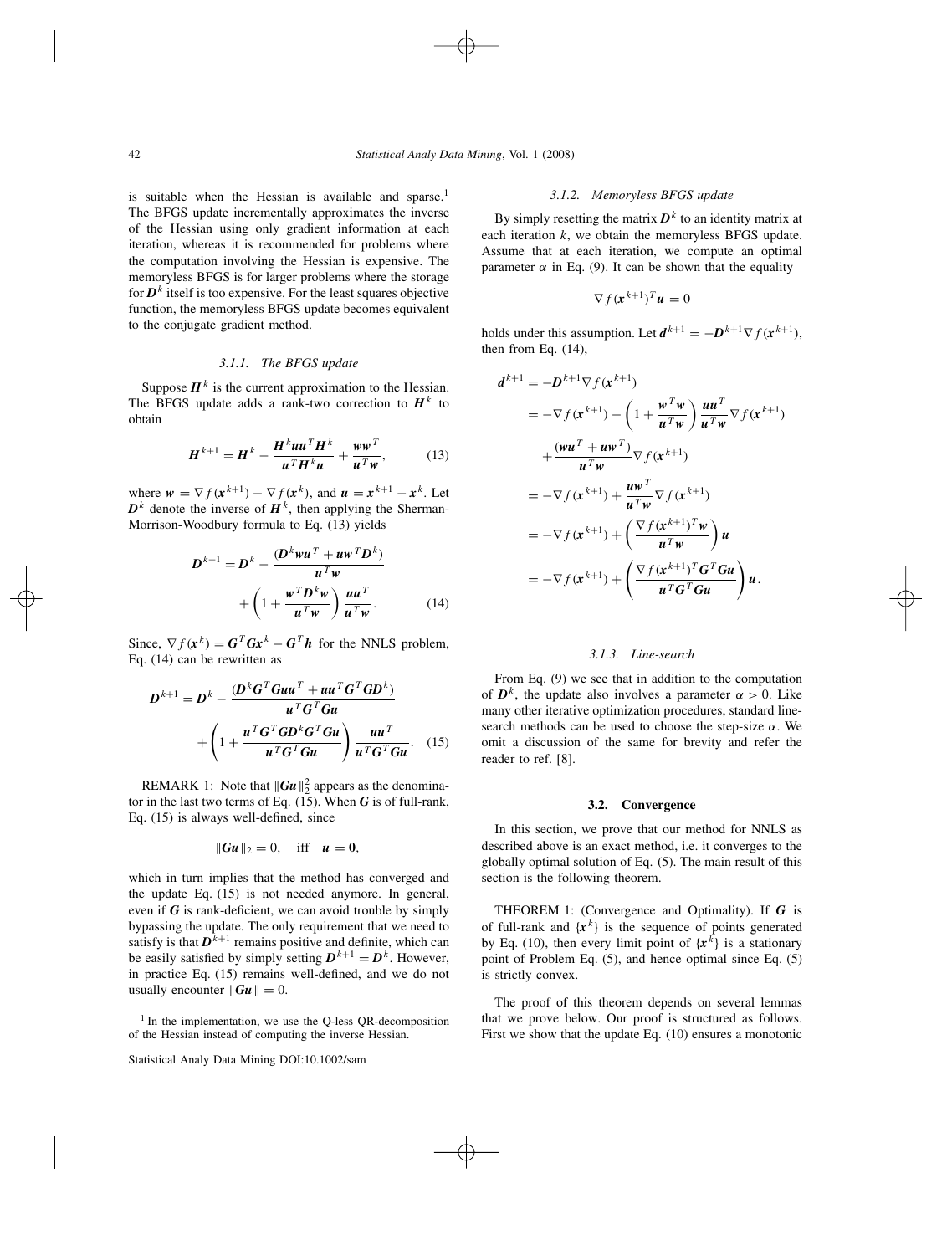is suitable when the Hessian is available and sparse.[1] The BFGS update incrementally approximates the inverse of the Hessian using only gradient information at each iteration, whereas it is recommended for problems where the computation involving the Hessian is expensive. The memoryless BFGS is for larger problems where the storage for $\boldsymbol{D}^k$ itself is too expensive. For the least squares objective function, the memoryless BFGS update becomes equivalent to the conjugate gradient method.

#### 3.1.1. The BFGS update

Suppose $\boldsymbol{H}^k$ is the current approximation to the Hessian. The BFGS update adds a rank-two correction to $\boldsymbol{H}^k$ to obtain

$$\boldsymbol{H}^{k+1} = \boldsymbol{H}^k - \frac{\boldsymbol{H}^k \boldsymbol{u}\boldsymbol{u}^T \boldsymbol{H}^k}{\boldsymbol{u}^T \boldsymbol{H}^k \boldsymbol{u}} + \frac{\boldsymbol{w}\boldsymbol{w}^T}{\boldsymbol{u}^T \boldsymbol{w}}, \tag{13}$$

where $\boldsymbol{w} = \nabla f(\boldsymbol{x}^{k+1}) - \nabla f(\boldsymbol{x}^k)$, and $\boldsymbol{u} = \boldsymbol{x}^{k+1} - \boldsymbol{x}^k$. Let $\boldsymbol{D}^k$ denote the inverse of $\boldsymbol{H}^k$, then applying the Sherman-Morrison-Woodbury formula to Eq. (13) yields

$$\boldsymbol{D}^{k+1} = \boldsymbol{D}^k - \frac{(\boldsymbol{D}^k \boldsymbol{w}\boldsymbol{u}^T + \boldsymbol{u}\boldsymbol{w}^T \boldsymbol{D}^k)}{\boldsymbol{u}^T \boldsymbol{w}} + \left(1 + \frac{\boldsymbol{w}^T \boldsymbol{D}^k \boldsymbol{w}}{\boldsymbol{u}^T \boldsymbol{w}}\right) \frac{\boldsymbol{u}\boldsymbol{u}^T}{\boldsymbol{u}^T \boldsymbol{w}}. \tag{14}$$

Since, $\nabla f(\boldsymbol{x}^k) = \boldsymbol{G}^T \boldsymbol{G} \boldsymbol{x}^k - \boldsymbol{G}^T \boldsymbol{h}$ for the NNLS problem, Eq. (14) can be rewritten as

$$\boldsymbol{D}^{k+1} = \boldsymbol{D}^k - \frac{(\boldsymbol{D}^k \boldsymbol{G}^T \boldsymbol{G} \boldsymbol{u}\boldsymbol{u}^T + \boldsymbol{u}\boldsymbol{u}^T \boldsymbol{G}^T \boldsymbol{G} \boldsymbol{D}^k)}{\boldsymbol{u}^T \boldsymbol{G}^T \boldsymbol{G} \boldsymbol{u}} + \left(1 + \frac{\boldsymbol{u}^T \boldsymbol{G}^T \boldsymbol{G} \boldsymbol{D}^k \boldsymbol{G}^T \boldsymbol{G} \boldsymbol{u}}{\boldsymbol{u}^T \boldsymbol{G}^T \boldsymbol{G} \boldsymbol{u}}\right) \frac{\boldsymbol{u}\boldsymbol{u}^T}{\boldsymbol{u}^T \boldsymbol{G}^T \boldsymbol{G} \boldsymbol{u}}. \tag{15}$$

REMARK 1: Note that $\|\boldsymbol{G}\boldsymbol{u}\|_2^2$ appears as the denominator in the last two terms of Eq. (15). When $\boldsymbol{G}$ is of full-rank, Eq. (15) is always well-defined, since

$$\|\boldsymbol{G}\boldsymbol{u}\|_2 = 0, \quad \text{iff} \quad \boldsymbol{u} = \boldsymbol{0},$$

which in turn implies that the method has converged and the update Eq. (15) is not needed anymore. In general, even if $\boldsymbol{G}$ is rank-deficient, we can avoid trouble by simply bypassing the update. The only requirement that we need to satisfy is that $\boldsymbol{D}^{k+1}$ remains positive and definite, which can be easily satisfied by simply setting $\boldsymbol{D}^{k+1} = \boldsymbol{D}^k$. However, in practice Eq. (15) remains well-defined, and we do not usually encounter $\|\boldsymbol{G}\boldsymbol{u}\| = 0$.

[1] In the implementation, we use the Q-less QR-decomposition of the Hessian instead of computing the inverse Hessian.

#### 3.1.2. Memoryless BFGS update

By simply resetting the matrix $\boldsymbol{D}^k$ to an identity matrix at each iteration $k$, we obtain the memoryless BFGS update. Assume that at each iteration, we compute an optimal parameter $\alpha$ in Eq. (9). It can be shown that the equality

$$\nabla f(\boldsymbol{x}^{k+1})^T \boldsymbol{u} = 0$$

holds under this assumption. Let $\boldsymbol{d}^{k+1} = -\boldsymbol{D}^{k+1} \nabla f(\boldsymbol{x}^{k+1})$, then from Eq. (14),

$$\begin{aligned}
\boldsymbol{d}^{k+1} &= -\boldsymbol{D}^{k+1} \nabla f(\boldsymbol{x}^{k+1}) \\
&= -\nabla f(\boldsymbol{x}^{k+1}) - \left(1 + \frac{\boldsymbol{w}^T \boldsymbol{w}}{\boldsymbol{u}^T \boldsymbol{w}}\right) \frac{\boldsymbol{u}\boldsymbol{u}^T}{\boldsymbol{u}^T \boldsymbol{w}} \nabla f(\boldsymbol{x}^{k+1}) \\
&\quad + \frac{(\boldsymbol{w}\boldsymbol{u}^T + \boldsymbol{u}\boldsymbol{w}^T)}{\boldsymbol{u}^T \boldsymbol{w}} \nabla f(\boldsymbol{x}^{k+1}) \\
&= -\nabla f(\boldsymbol{x}^{k+1}) + \frac{\boldsymbol{u}\boldsymbol{w}^T}{\boldsymbol{u}^T \boldsymbol{w}} \nabla f(\boldsymbol{x}^{k+1}) \\
&= -\nabla f(\boldsymbol{x}^{k+1}) + \left(\frac{\nabla f(\boldsymbol{x}^{k+1})^T \boldsymbol{w}}{\boldsymbol{u}^T \boldsymbol{w}}\right) \boldsymbol{u} \\
&= -\nabla f(\boldsymbol{x}^{k+1}) + \left(\frac{\nabla f(\boldsymbol{x}^{k+1})^T \boldsymbol{G}^T \boldsymbol{G} \boldsymbol{u}}{\boldsymbol{u}^T \boldsymbol{G}^T \boldsymbol{G} \boldsymbol{u}}\right) \boldsymbol{u}.
\end{aligned}$$

#### 3.1.3. Line-search

From Eq. (9) we see that in addition to the computation of $\boldsymbol{D}^k$, the update also involves a parameter $\alpha > 0$. Like many other iterative optimization procedures, standard line-search methods can be used to choose the step-size $\alpha$. We omit a discussion of the same for brevity and refer the reader to ref. [8].

### 3.2. Convergence

In this section, we prove that our method for NNLS as described above is an exact method, i.e. it converges to the globally optimal solution of Eq. (5). The main result of this section is the following theorem.

THEOREM 1: (Convergence and Optimality). If $\boldsymbol{G}$ is of full-rank and $\{\boldsymbol{x}^k\}$ is the sequence of points generated by Eq. (10), then every limit point of $\{\boldsymbol{x}^k\}$ is a stationary point of Problem Eq. (5), and hence optimal since Eq. (5) is strictly convex.

The proof of this theorem depends on several lemmas that we prove below. Our proof is structured as follows. First we show that the update Eq. (10) ensures a monotonic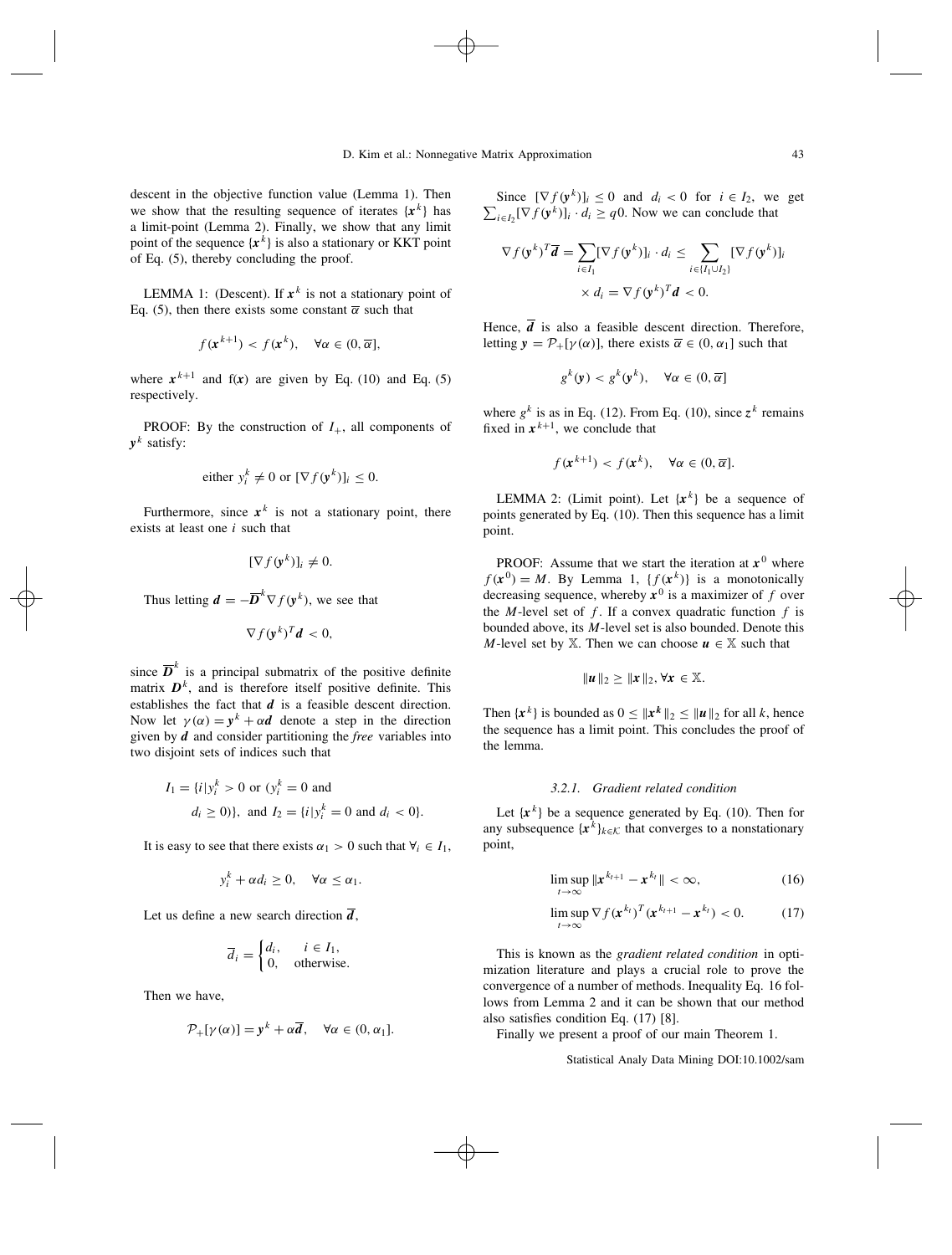descent in the objective function value (Lemma 1). Then we show that the resulting sequence of iterates $\{x^k\}$ has a limit-point (Lemma 2). Finally, we show that any limit point of the sequence $\{x^k\}$ is also a stationary or KKT point of Eq. (5), thereby concluding the proof.

LEMMA 1: (Descent). If $x^k$ is not a stationary point of Eq. (5), then there exists some constant $\overline{\alpha}$ such that

$$f(x^{k+1}) < f(x^k), \quad \forall \alpha \in (0, \overline{\alpha}],$$

where $x^{k+1}$ and f($x$) are given by Eq. (10) and Eq. (5) respectively.

PROOF: By the construction of $I_+$, all components of $y^k$ satisfy:

$$\text{either } y_i^k \neq 0 \text{ or } [\nabla f(y^k)]_i \leq 0.$$

Furthermore, since $x^k$ is not a stationary point, there exists at least one $i$ such that

$$[\nabla f(y^k)]_i \neq 0.$$

Thus letting $d = -\overline{D}^k \nabla f(y^k)$, we see that

$$\nabla f(y^k)^T d < 0,$$

since $\overline{D}^k$ is a principal submatrix of the positive definite matrix $D^k$, and is therefore itself positive definite. This establishes the fact that $d$ is a feasible descent direction. Now let $\gamma(\alpha) = y^k + \alpha d$ denote a step in the direction given by $d$ and consider partitioning the *free* variables into two disjoint sets of indices such that

$$I_1 = \{i | y_i^k > 0 \text{ or } (y_i^k = 0 \text{ and } d_i \geq 0)\}, \text{ and } I_2 = \{i | y_i^k = 0 \text{ and } d_i < 0\}.$$

It is easy to see that there exists $\alpha_1 > 0$ such that $\forall_i \in I_1$,

$$y_i^k + \alpha d_i \geq 0, \quad \forall \alpha \leq \alpha_1.$$

Let us define a new search direction $\overline{d}$,

$$\overline{d}_i = \begin{cases} d_i, & i \in I_1, \\ 0, & \text{otherwise.} \end{cases}$$

Then we have,

$$\mathcal{P}_+[\gamma(\alpha)] = y^k + \alpha \overline{d}, \quad \forall \alpha \in (0, \alpha_1].$$

Since $[\nabla f(y^k)]_i \leq 0$ and $d_i < 0$ for $i \in I_2$, we get $\sum_{i \in I_2} [\nabla f(y^k)]_i \cdot d_i \geq q0$. Now we can conclude that

$$\nabla f(y^k)^T \overline{d} = \sum_{i \in I_1} [\nabla f(y^k)]_i \cdot d_i \leq \sum_{i \in \{I_1 \cup I_2\}} [\nabla f(y^k)]_i \times d_i = \nabla f(y^k)^T d < 0.$$

Hence, $\overline{d}$ is also a feasible descent direction. Therefore, letting $y = \mathcal{P}_+[\gamma(\alpha)]$, there exists $\overline{\alpha} \in (0, \alpha_1]$ such that

$$g^k(y) < g^k(y^k), \quad \forall \alpha \in (0, \overline{\alpha}]$$

where $g^k$ is as in Eq. (12). From Eq. (10), since $z^k$ remains fixed in $x^{k+1}$, we conclude that

$$f(x^{k+1}) < f(x^k), \quad \forall \alpha \in (0, \overline{\alpha}].$$

LEMMA 2: (Limit point). Let $\{x^k\}$ be a sequence of points generated by Eq. (10). Then this sequence has a limit point.

PROOF: Assume that we start the iteration at $x^0$ where $f(x^0) = M$. By Lemma 1, $\{f(x^k)\}$ is a monotonically decreasing sequence, whereby $x^0$ is a maximizer of $f$ over the $M$-level set of $f$. If a convex quadratic function $f$ is bounded above, its $M$-level set is also bounded. Denote this $M$-level set by $\mathbb{X}$. Then we can choose $u \in \mathbb{X}$ such that

$$\|u\|_2 \geq \|x\|_2, \forall x \in \mathbb{X}.$$

Then $\{x^k\}$ is bounded as $0 \leq \|x^k\|_2 \leq \|u\|_2$ for all $k$, hence the sequence has a limit point. This concludes the proof of the lemma.

### 3.2.1. Gradient related condition

Let $\{x^k\}$ be a sequence generated by Eq. (10). Then for any subsequence $\{x^k\}_{k \in \mathcal{K}}$ that converges to a nonstationary point,

$$\limsup_{t \to \infty} \|x^{k_{t+1}} - x^{k_t}\| < \infty, \tag{16}$$

$$\limsup_{t \to \infty} \nabla f(x^{k_t})^T (x^{k_{t+1}} - x^{k_t}) < 0. \tag{17}$$

This is known as the *gradient related condition* in optimization literature and plays a crucial role to prove the convergence of a number of methods. Inequality Eq. 16 follows from Lemma 2 and it can be shown that our method also satisfies condition Eq. (17) [8].

Finally we present a proof of our main Theorem 1.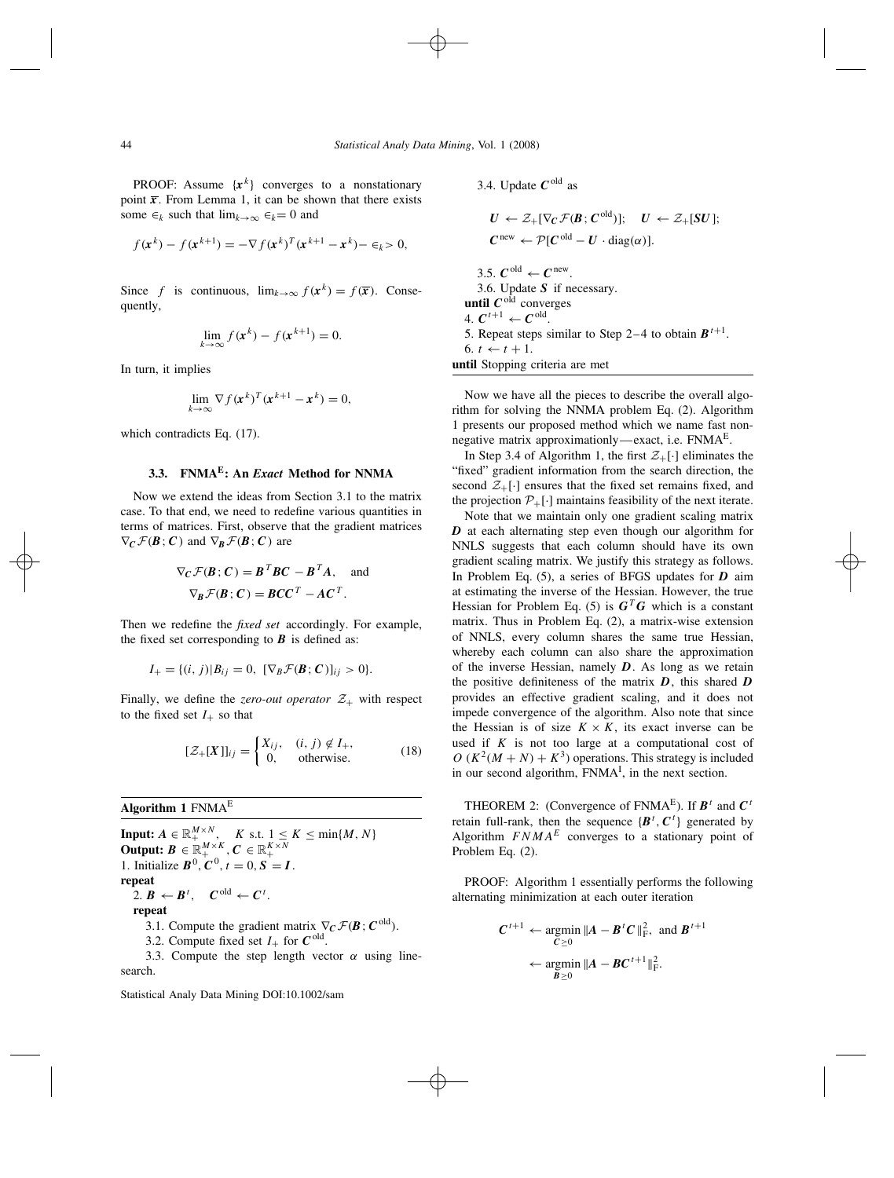PROOF: Assume $\{\boldsymbol{x}^k\}$ converges to a nonstationary point $\bar{\boldsymbol{x}}$. From Lemma 1, it can be shown that there exists some $\epsilon_k$ such that $\lim_{k\to\infty} \epsilon_k = 0$ and

$$f(\boldsymbol{x}^k) - f(\boldsymbol{x}^{k+1}) = -\nabla f(\boldsymbol{x}^k)^T(\boldsymbol{x}^{k+1} - \boldsymbol{x}^k) - \epsilon_k > 0,$$

Since $f$ is continuous, $\lim_{k\to\infty} f(\boldsymbol{x}^k) = f(\bar{\boldsymbol{x}})$. Consequently,

$$\lim_{k\to\infty} f(\boldsymbol{x}^k) - f(\boldsymbol{x}^{k+1}) = 0.$$

In turn, it implies

$$\lim_{k\to\infty} \nabla f(\boldsymbol{x}^k)^T(\boldsymbol{x}^{k+1} - \boldsymbol{x}^k) = 0,$$

which contradicts Eq. (17).

### 3.3. FNMA$^{\mathrm{E}}$: An *Exact* Method for NNMA

Now we extend the ideas from Section 3.1 to the matrix case. To that end, we need to redefine various quantities in terms of matrices. First, observe that the gradient matrices $\nabla_{\boldsymbol{C}}\mathcal{F}(\boldsymbol{B};\boldsymbol{C})$ and $\nabla_{\boldsymbol{B}}\mathcal{F}(\boldsymbol{B};\boldsymbol{C})$ are

$$\nabla_{\boldsymbol{C}}\mathcal{F}(\boldsymbol{B};\boldsymbol{C}) = \boldsymbol{B}^T\boldsymbol{B}\boldsymbol{C} - \boldsymbol{B}^T\boldsymbol{A}, \quad \text{and}$$
$$\nabla_{\boldsymbol{B}}\mathcal{F}(\boldsymbol{B};\boldsymbol{C}) = \boldsymbol{B}\boldsymbol{C}\boldsymbol{C}^T - \boldsymbol{A}\boldsymbol{C}^T.$$

Then we redefine the *fixed set* accordingly. For example, the fixed set corresponding to $\boldsymbol{B}$ is defined as:

$$I_+ = \{(i,j) | B_{ij} = 0,\ [\nabla_B\mathcal{F}(\boldsymbol{B};\boldsymbol{C})]_{ij} > 0\}.$$

Finally, we define the *zero-out operator* $\mathcal{Z}_+$ with respect to the fixed set $I_+$ so that

$$[\mathcal{Z}_+[\boldsymbol{X}]]_{ij} = \begin{cases} X_{ij}, & (i,j) \notin I_+, \\ 0, & \text{otherwise.} \end{cases} \tag{18}$$

---

**Algorithm 1** FNMA$^{\mathrm{E}}$

---

**Input:** $\boldsymbol{A} \in \mathbb{R}_+^{M\times N}$, $\quad K$ s.t. $1 \le K \le \min\{M, N\}$
**Output:** $\boldsymbol{B} \in \mathbb{R}_+^{M\times K}, \boldsymbol{C} \in \mathbb{R}_+^{K\times N}$
1. Initialize $\boldsymbol{B}^0, \boldsymbol{C}^0, t = 0, \boldsymbol{S} = \boldsymbol{I}$.
**repeat**
  2. $\boldsymbol{B} \leftarrow \boldsymbol{B}^t$, $\quad \boldsymbol{C}^{\mathrm{old}} \leftarrow \boldsymbol{C}^t$.
  **repeat**
    3.1. Compute the gradient matrix $\nabla_{\boldsymbol{C}}\mathcal{F}(\boldsymbol{B};\boldsymbol{C}^{\mathrm{old}})$.
    3.2. Compute fixed set $I_+$ for $\boldsymbol{C}^{\mathrm{old}}$.
    3.3. Compute the step length vector $\alpha$ using linesearch.
    3.4. Update $\boldsymbol{C}^{\mathrm{old}}$ as

$$\boldsymbol{U} \leftarrow \mathcal{Z}_+[\nabla_{\boldsymbol{C}}\mathcal{F}(\boldsymbol{B};\boldsymbol{C}^{\mathrm{old}})]; \quad \boldsymbol{U} \leftarrow \mathcal{Z}_+[\boldsymbol{S}\boldsymbol{U}];$$
$$\boldsymbol{C}^{\mathrm{new}} \leftarrow \mathcal{P}[\boldsymbol{C}^{\mathrm{old}} - \boldsymbol{U}\cdot \mathrm{diag}(\alpha)].$$

    3.5. $\boldsymbol{C}^{\mathrm{old}} \leftarrow \boldsymbol{C}^{\mathrm{new}}$.
    3.6. Update $\boldsymbol{S}$ if necessary.
  **until** $\boldsymbol{C}^{\mathrm{old}}$ converges
  4. $\boldsymbol{C}^{t+1} \leftarrow \boldsymbol{C}^{\mathrm{old}}$.
  5. Repeat steps similar to Step 2–4 to obtain $\boldsymbol{B}^{t+1}$.
  6. $t \leftarrow t + 1$.
**until** Stopping criteria are met

---

Now we have all the pieces to describe the overall algorithm for solving the NNMA problem Eq. (2). Algorithm 1 presents our proposed method which we name fast nonnegative matrix approximationly—exact, i.e. FNMA$^{\mathrm{E}}$.

In Step 3.4 of Algorithm 1, the first $\mathcal{Z}_+[\cdot]$ eliminates the "fixed" gradient information from the search direction, the second $\mathcal{Z}_+[\cdot]$ ensures that the fixed set remains fixed, and the projection $\mathcal{P}_+[\cdot]$ maintains feasibility of the next iterate.

Note that we maintain only one gradient scaling matrix $\boldsymbol{D}$ at each alternating step even though our algorithm for NNLS suggests that each column should have its own gradient scaling matrix. We justify this strategy as follows. In Problem Eq. (5), a series of BFGS updates for $\boldsymbol{D}$ aim at estimating the inverse of the Hessian. However, the true Hessian for Problem Eq. (5) is $\boldsymbol{G}^T\boldsymbol{G}$ which is a constant matrix. Thus in Problem Eq. (2), a matrix-wise extension of NNLS, every column shares the same true Hessian, whereby each column can also share the approximation of the inverse Hessian, namely $\boldsymbol{D}$. As long as we retain the positive definiteness of the matrix $\boldsymbol{D}$, this shared $\boldsymbol{D}$ provides an effective gradient scaling, and it does not impede convergence of the algorithm. Also note that since the Hessian is of size $K\times K$, its exact inverse can be used if $K$ is not too large at a computational cost of $O(K^2(M+N) + K^3)$ operations. This strategy is included in our second algorithm, FNMA$^{\mathrm{I}}$, in the next section.

THEOREM 2: (Convergence of FNMA$^{\mathrm{E}}$). If $\boldsymbol{B}^t$ and $\boldsymbol{C}^t$ retain full-rank, then the sequence $\{\boldsymbol{B}^t, \boldsymbol{C}^t\}$ generated by Algorithm $FNMA^E$ converges to a stationary point of Problem Eq. (2).

PROOF: Algorithm 1 essentially performs the following alternating minimization at each outer iteration

$$\boldsymbol{C}^{t+1} \leftarrow \underset{\boldsymbol{C}\ge 0}{\operatorname{argmin}} \|\boldsymbol{A} - \boldsymbol{B}^t\boldsymbol{C}\|_{\mathrm{F}}^2, \text{ and } \boldsymbol{B}^{t+1} \leftarrow \underset{\boldsymbol{B}\ge 0}{\operatorname{argmin}} \|\boldsymbol{A} - \boldsymbol{B}\boldsymbol{C}^{t+1}\|_{\mathrm{F}}^2.$$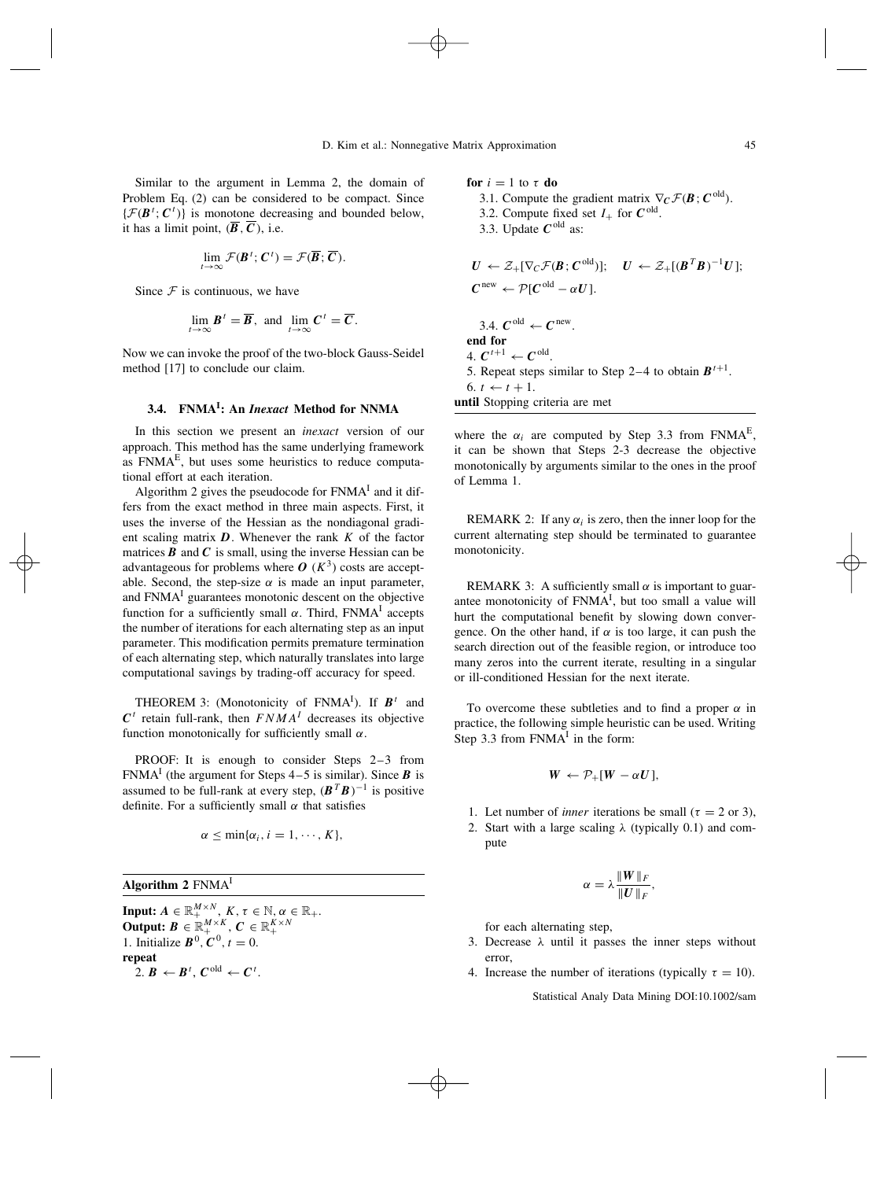Similar to the argument in Lemma 2, the domain of Problem Eq. (2) can be considered to be compact. Since $\{\mathcal{F}(\boldsymbol{B}^t; \boldsymbol{C}^t)\}$ is monotone decreasing and bounded below, it has a limit point, $(\overline{\boldsymbol{B}}, \overline{\boldsymbol{C}})$, i.e.

$$\lim_{t\to\infty} \mathcal{F}(\boldsymbol{B}^t; \boldsymbol{C}^t) = \mathcal{F}(\overline{\boldsymbol{B}}; \overline{\boldsymbol{C}}).$$

Since $\mathcal{F}$ is continuous, we have

$$\lim_{t\to\infty} \boldsymbol{B}^t = \overline{\boldsymbol{B}}, \text{ and } \lim_{t\to\infty} \boldsymbol{C}^t = \overline{\boldsymbol{C}}.$$

Now we can invoke the proof of the two-block Gauss-Seidel method [17] to conclude our claim.

### 3.4. FNMA$^\mathrm{I}$: An *Inexact* Method for NNMA

In this section we present an *inexact* version of our approach. This method has the same underlying framework as FNMA$^\mathrm{E}$, but uses some heuristics to reduce computational effort at each iteration.

Algorithm 2 gives the pseudocode for FNMA$^\mathrm{I}$ and it differs from the exact method in three main aspects. First, it uses the inverse of the Hessian as the nondiagonal gradient scaling matrix $\boldsymbol{D}$. Whenever the rank $K$ of the factor matrices $\boldsymbol{B}$ and $\boldsymbol{C}$ is small, using the inverse Hessian can be advantageous for problems where $\boldsymbol{O}\ (K^3)$ costs are acceptable. Second, the step-size $\alpha$ is made an input parameter, and FNMA$^\mathrm{I}$ guarantees monotonic descent on the objective function for a sufficiently small $\alpha$. Third, FNMA$^\mathrm{I}$ accepts the number of iterations for each alternating step as an input parameter. This modification permits premature termination of each alternating step, which naturally translates into large computational savings by trading-off accuracy for speed.

THEOREM 3: (Monotonicity of FNMA$^\mathrm{I}$). If $\boldsymbol{B}^t$ and $\boldsymbol{C}^t$ retain full-rank, then $FNMA^I$ decreases its objective function monotonically for sufficiently small $\alpha$.

PROOF: It is enough to consider Steps 2–3 from FNMA$^\mathrm{I}$ (the argument for Steps 4–5 is similar). Since $\boldsymbol{B}$ is assumed to be full-rank at every step, $(\boldsymbol{B}^T\boldsymbol{B})^{-1}$ is positive definite. For a sufficiently small $\alpha$ that satisfies

$$\alpha \leq \min\{\alpha_i, i = 1, \cdots, K\},$$

**Algorithm 2** FNMA$^\mathrm{I}$

**Input:** $\boldsymbol{A} \in \mathbb{R}_+^{M\times N}$, $K$, $\tau \in \mathbb{N}$, $\alpha \in \mathbb{R}_+$.
**Output:** $\boldsymbol{B} \in \mathbb{R}_+^{M\times K}$, $\boldsymbol{C} \in \mathbb{R}_+^{K\times N}$
1. Initialize $\boldsymbol{B}^0, \boldsymbol{C}^0, t = 0$.
**repeat**
  2. $\boldsymbol{B} \leftarrow \boldsymbol{B}^t$, $\boldsymbol{C}^{\text{old}} \leftarrow \boldsymbol{C}^t$.
  **for** $i = 1$ to $\tau$ **do**
    3.1. Compute the gradient matrix $\nabla_{\boldsymbol{C}}\mathcal{F}(\boldsymbol{B}; \boldsymbol{C}^{\text{old}})$.
    3.2. Compute fixed set $I_+$ for $\boldsymbol{C}^{\text{old}}$.
    3.3. Update $\boldsymbol{C}^{\text{old}}$ as:

$$\boldsymbol{U} \leftarrow \mathcal{Z}_+[\nabla_C\mathcal{F}(\boldsymbol{B}; \boldsymbol{C}^{\text{old}})]; \quad \boldsymbol{U} \leftarrow \mathcal{Z}_+[(\boldsymbol{B}^T\boldsymbol{B})^{-1}\boldsymbol{U}];$$
$$\boldsymbol{C}^{\text{new}} \leftarrow \mathcal{P}[\boldsymbol{C}^{\text{old}} - \alpha\boldsymbol{U}].$$

    3.4. $\boldsymbol{C}^{\text{old}} \leftarrow \boldsymbol{C}^{\text{new}}$.
  **end for**
  4. $\boldsymbol{C}^{t+1} \leftarrow \boldsymbol{C}^{\text{old}}$.
  5. Repeat steps similar to Step 2–4 to obtain $\boldsymbol{B}^{t+1}$.
  6. $t \leftarrow t + 1$.
**until** Stopping criteria are met

where the $\alpha_i$ are computed by Step 3.3 from FNMA$^\mathrm{E}$, it can be shown that Steps 2-3 decrease the objective monotonically by arguments similar to the ones in the proof of Lemma 1.

REMARK 2: If any $\alpha_i$ is zero, then the inner loop for the current alternating step should be terminated to guarantee monotonicity.

REMARK 3: A sufficiently small $\alpha$ is important to guarantee monotonicity of FNMA$^\mathrm{I}$, but too small a value will hurt the computational benefit by slowing down convergence. On the other hand, if $\alpha$ is too large, it can push the search direction out of the feasible region, or introduce too many zeros into the current iterate, resulting in a singular or ill-conditioned Hessian for the next iterate.

To overcome these subtleties and to find a proper $\alpha$ in practice, the following simple heuristic can be used. Writing Step 3.3 from FNMA$^\mathrm{I}$ in the form:

$$\boldsymbol{W} \leftarrow \mathcal{P}_+[\boldsymbol{W} - \alpha\boldsymbol{U}],$$

1. Let number of *inner* iterations be small ($\tau = 2$ or 3),
2. Start with a large scaling $\lambda$ (typically 0.1) and compute

$$\alpha = \lambda\frac{\|\boldsymbol{W}\|_F}{\|\boldsymbol{U}\|_F},$$

   for each alternating step,
3. Decrease $\lambda$ until it passes the inner steps without error,
4. Increase the number of iterations (typically $\tau = 10$).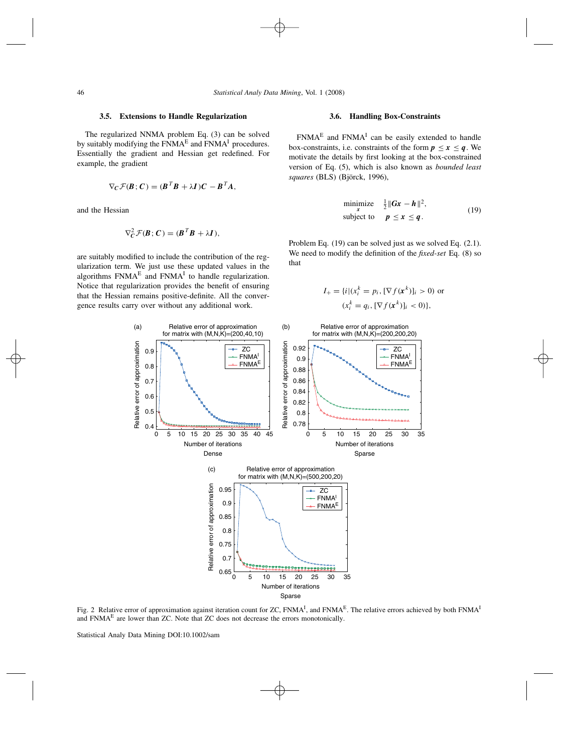### 3.5. Extensions to Handle Regularization

The regularized NNMA problem Eq. (3) can be solved by suitably modifying the FNMA$^{E}$ and FNMA$^{I}$ procedures. Essentially the gradient and Hessian get redefined. For example, the gradient

$$\nabla_{\boldsymbol{C}} \mathcal{F}(\boldsymbol{B}; \boldsymbol{C}) = (\boldsymbol{B}^T \boldsymbol{B} + \lambda \boldsymbol{I})\boldsymbol{C} - \boldsymbol{B}^T \boldsymbol{A},$$

and the Hessian

$$\nabla^2_{\boldsymbol{C}} \mathcal{F}(\boldsymbol{B}; \boldsymbol{C}) = (\boldsymbol{B}^T \boldsymbol{B} + \lambda \boldsymbol{I}),$$

are suitably modified to include the contribution of the regularization term. We just use these updated values in the algorithms FNMA$^{E}$ and FNMA$^{I}$ to handle regularization. Notice that regularization provides the benefit of ensuring that the Hessian remains positive-definite. All the convergence results carry over without any additional work.

### 3.6. Handling Box-Constraints

FNMA$^{E}$ and FNMA$^{I}$ can be easily extended to handle box-constraints, i.e. constraints of the form $\boldsymbol{p} \le \boldsymbol{x} \le \boldsymbol{q}$. We motivate the details by first looking at the box-constrained version of Eq. (5), which is also known as *bounded least squares* (BLS) (Björck, 1996),

$$\begin{aligned} \underset{x}{\text{minimize}} \quad & \tfrac{1}{2}\|\boldsymbol{G}\boldsymbol{x} - \boldsymbol{h}\|^2, \\ \text{subject to} \quad & \boldsymbol{p} \le \boldsymbol{x} \le \boldsymbol{q}. \end{aligned} \tag{19}$$

Problem Eq. (19) can be solved just as we solved Eq. (2.1). We need to modify the definition of the *fixed-set* Eq. (8) so that

$$I_+ = \{i | (x_i^k = p_i, [\nabla f(\boldsymbol{x}^k)]_i > 0) \text{ or } (x_i^k = q_i, [\nabla f(\boldsymbol{x}^k)]_i < 0)\},$$

Fig. 2 Relative error of approximation against iteration count for ZC, FNMA$^{I}$, and FNMA$^{E}$. The relative errors achieved by both FNMA$^{I}$ and FNMA$^{E}$ are lower than ZC. Note that ZC does not decrease the errors monotonically.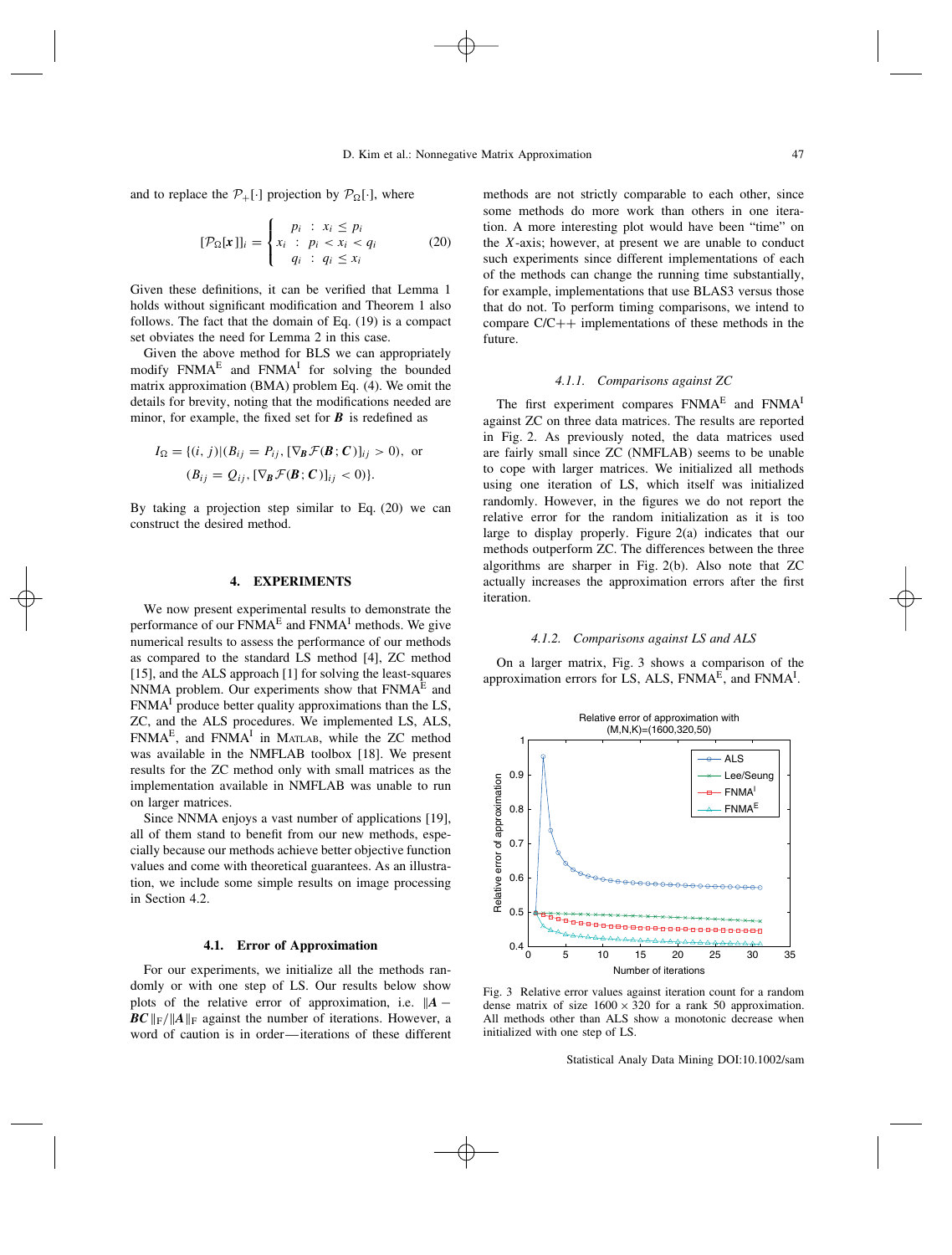and to replace the $\mathcal{P}_+[\cdot]$ projection by $\mathcal{P}_\Omega[\cdot]$, where

$$[\mathcal{P}_\Omega[\boldsymbol{x}]]_i = \begin{cases} p_i & : \; x_i \le p_i \\ x_i & : \; p_i < x_i < q_i \\ q_i & : \; q_i \le x_i \end{cases} \tag{20}$$

Given these definitions, it can be verified that Lemma 1 holds without significant modification and Theorem 1 also follows. The fact that the domain of Eq. (19) is a compact set obviates the need for Lemma 2 in this case.

Given the above method for BLS we can appropriately modify FNMA$^{\mathrm{E}}$ and FNMA$^{\mathrm{I}}$ for solving the bounded matrix approximation (BMA) problem Eq. (4). We omit the details for brevity, noting that the modifications needed are minor, for example, the fixed set for $\boldsymbol{B}$ is redefined as

$$I_\Omega = \{(i,j) | (B_{ij} = P_{ij}, [\nabla_{\boldsymbol{B}} \mathcal{F}(\boldsymbol{B}; \boldsymbol{C})]_{ij} > 0), \text{ or } (B_{ij} = Q_{ij}, [\nabla_{\boldsymbol{B}} \mathcal{F}(\boldsymbol{B}; \boldsymbol{C})]_{ij} < 0)\}.$$

By taking a projection step similar to Eq. (20) we can construct the desired method.

## 4. EXPERIMENTS

We now present experimental results to demonstrate the performance of our FNMA$^{\mathrm{E}}$ and FNMA$^{\mathrm{I}}$ methods. We give numerical results to assess the performance of our methods as compared to the standard LS method [4], ZC method [15], and the ALS approach [1] for solving the least-squares NNMA problem. Our experiments show that FNMA$^{\mathrm{E}}$ and FNMA$^{\mathrm{I}}$ produce better quality approximations than the LS, ZC, and the ALS procedures. We implemented LS, ALS, FNMA$^{\mathrm{E}}$, and FNMA$^{\mathrm{I}}$ in MATLAB, while the ZC method was available in the NMFLAB toolbox [18]. We present results for the ZC method only with small matrices as the implementation available in NMFLAB was unable to run on larger matrices.

Since NNMA enjoys a vast number of applications [19], all of them stand to benefit from our new methods, especially because our methods achieve better objective function values and come with theoretical guarantees. As an illustration, we include some simple results on image processing in Section 4.2.

### 4.1. Error of Approximation

For our experiments, we initialize all the methods randomly or with one step of LS. Our results below show plots of the relative error of approximation, i.e. $\|\boldsymbol{A} - \boldsymbol{BC}\|_{\mathrm{F}} / \|\boldsymbol{A}\|_{\mathrm{F}}$ against the number of iterations. However, a word of caution is in order—iterations of these different methods are not strictly comparable to each other, since some methods do more work than others in one iteration. A more interesting plot would have been "time" on the $X$-axis; however, at present we are unable to conduct such experiments since different implementations of each of the methods can change the running time substantially, for example, implementations that use BLAS3 versus those that do not. To perform timing comparisons, we intend to compare C/C++ implementations of these methods in the future.

#### 4.1.1. Comparisons against ZC

The first experiment compares FNMA$^{\mathrm{E}}$ and FNMA$^{\mathrm{I}}$ against ZC on three data matrices. The results are reported in Fig. 2. As previously noted, the data matrices used are fairly small since ZC (NMFLAB) seems to be unable to cope with larger matrices. We initialized all methods using one iteration of LS, which itself was initialized randomly. However, in the figures we do not report the relative error for the random initialization as it is too large to display properly. Figure 2(a) indicates that our methods outperform ZC. The differences between the three algorithms are sharper in Fig. 2(b). Also note that ZC actually increases the approximation errors after the first iteration.

#### 4.1.2. Comparisons against LS and ALS

On a larger matrix, Fig. 3 shows a comparison of the approximation errors for LS, ALS, FNMA$^{\mathrm{E}}$, and FNMA$^{\mathrm{I}}$.

Fig. 3 Relative error values against iteration count for a random dense matrix of size $1600 \times 320$ for a rank 50 approximation. All methods other than ALS show a monotonic decrease when initialized with one step of LS.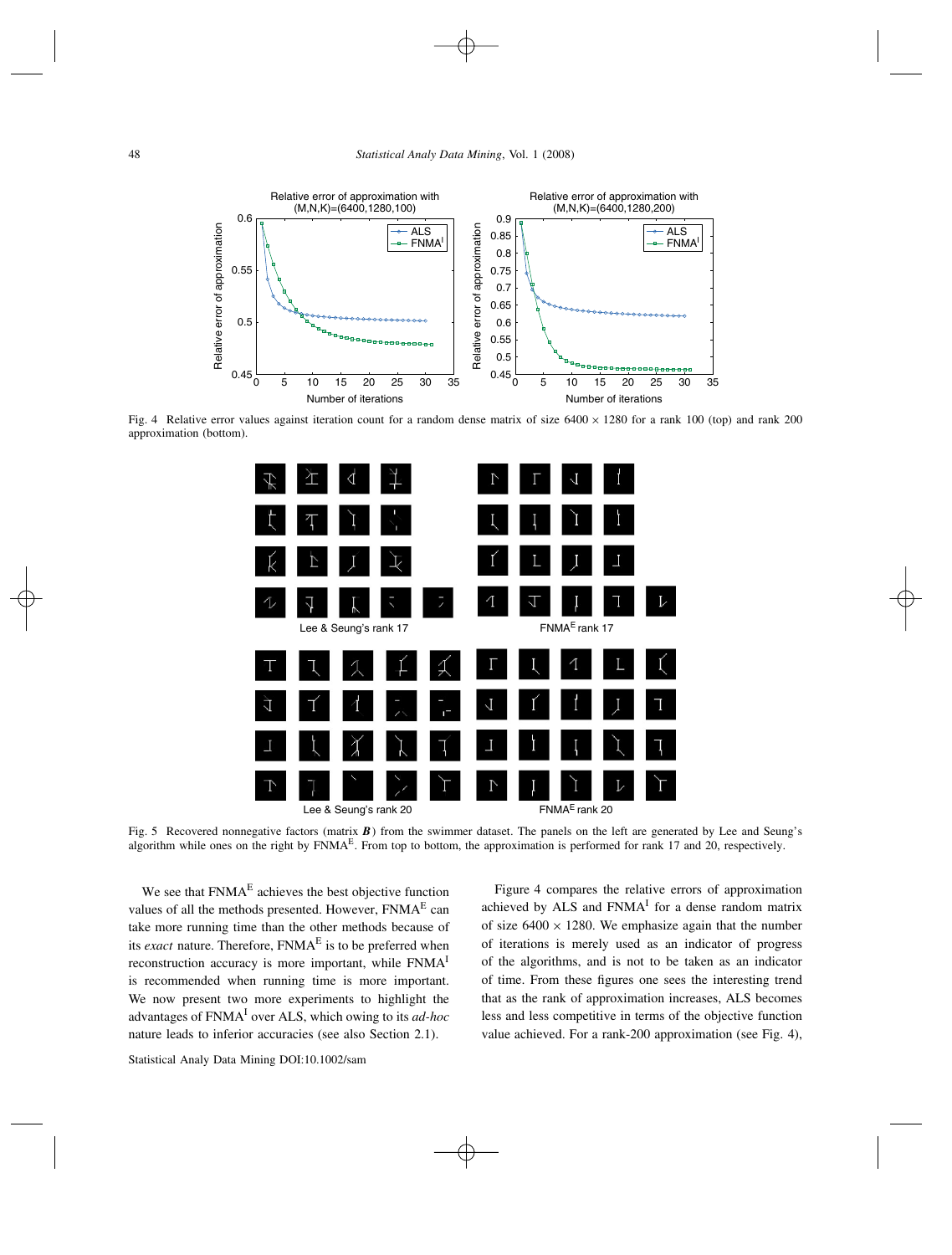Fig. 4 Relative error values against iteration count for a random dense matrix of size $6400 \times 1280$ for a rank 100 (top) and rank 200 approximation (bottom).

Fig. 5 Recovered nonnegative factors (matrix $\boldsymbol{B}$) from the swimmer dataset. The panels on the left are generated by Lee and Seung's algorithm while ones on the right by FNMA$^{\mathrm{E}}$. From top to bottom, the approximation is performed for rank 17 and 20, respectively.

We see that FNMA$^{\mathrm{E}}$ achieves the best objective function values of all the methods presented. However, FNMA$^{\mathrm{E}}$ can take more running time than the other methods because of its *exact* nature. Therefore, FNMA$^{\mathrm{E}}$ is to be preferred when reconstruction accuracy is more important, while FNMA$^{\mathrm{I}}$ is recommended when running time is more important. We now present two more experiments to highlight the advantages of FNMA$^{\mathrm{I}}$ over ALS, which owing to its *ad-hoc* nature leads to inferior accuracies (see also Section 2.1).

Figure 4 compares the relative errors of approximation achieved by ALS and FNMA$^{\mathrm{I}}$ for a dense random matrix of size $6400 \times 1280$. We emphasize again that the number of iterations is merely used as an indicator of progress of the algorithms, and is not to be taken as an indicator of time. From these figures one sees the interesting trend that as the rank of approximation increases, ALS becomes less and less competitive in terms of the objective function value achieved. For a rank-200 approximation (see Fig. 4),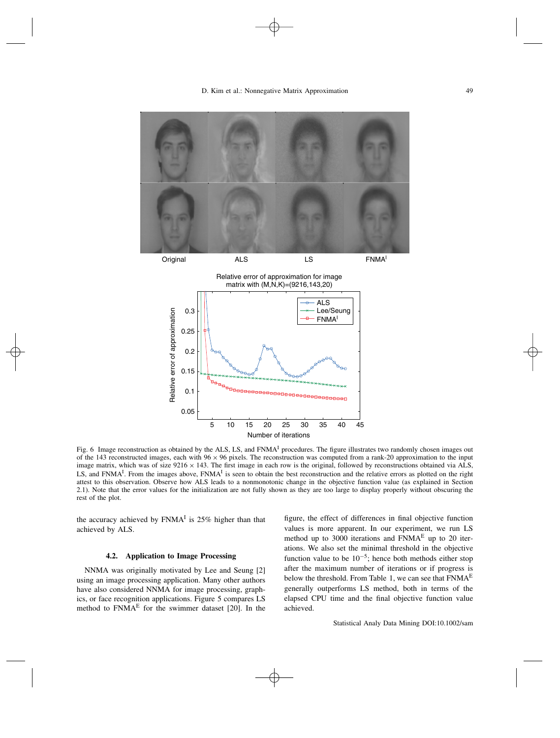Original ALS LS $FNMA^I$

Fig. 6 Image reconstruction as obtained by the ALS, LS, and $FNMA^I$ procedures. The figure illustrates two randomly chosen images out of the 143 reconstructed images, each with $96 \times 96$ pixels. The reconstruction was computed from a rank-20 approximation to the input image matrix, which was of size $9216 \times 143$. The first image in each row is the original, followed by reconstructions obtained via ALS, LS, and $FNMA^I$. From the images above, $FNMA^I$ is seen to obtain the best reconstruction and the relative errors as plotted on the right attest to this observation. Observe how ALS leads to a nonmonotonic change in the objective function value (as explained in Section 2.1). Note that the error values for the initialization are not fully shown as they are too large to display properly without obscuring the rest of the plot.

the accuracy achieved by $FNMA^I$ is 25% higher than that achieved by ALS.

### 4.2. Application to Image Processing

NNMA was originally motivated by Lee and Seung [2] using an image processing application. Many other authors have also considered NNMA for image processing, graphics, or face recognition applications. Figure 5 compares LS method to $FNMA^E$ for the swimmer dataset [20]. In the figure, the effect of differences in final objective function values is more apparent. In our experiment, we run LS method up to 3000 iterations and $FNMA^E$ up to 20 iterations. We also set the minimal threshold in the objective function value to be $10^{-5}$; hence both methods either stop after the maximum number of iterations or if progress is below the threshold. From Table 1, we can see that $FNMA^E$ generally outperforms LS method, both in terms of the elapsed CPU time and the final objective function value achieved.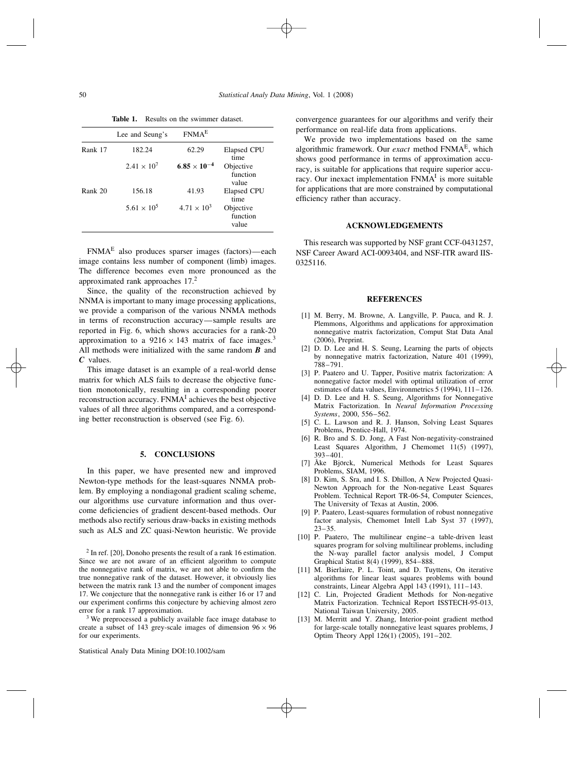**Table 1.** Results on the swimmer dataset.

| | Lee and Seung's | FNMA$^E$ | |
|---|---|---|---|
| Rank 17 | 182.24 | 62.29 | Elapsed CPU time |
| | $2.41 \times 10^7$ | $\mathbf{6.85 \times 10^{-4}}$ | Objective function value |
| Rank 20 | 156.18 | 41.93 | Elapsed CPU time |
| | $5.61 \times 10^5$ | $4.71 \times 10^3$ | Objective function value |

FNMA$^E$ also produces sparser images (factors)—each image contains less number of component (limb) images. The difference becomes even more pronounced as the approximated rank approaches 17.[2]

Since, the quality of the reconstruction achieved by NNMA is important to many image processing applications, we provide a comparison of the various NNMA methods in terms of reconstruction accuracy—sample results are reported in Fig. 6, which shows accuracies for a rank-20 approximation to a $9216 \times 143$ matrix of face images.[3] All methods were initialized with the same random $\boldsymbol{B}$ and $\boldsymbol{C}$ values.

This image dataset is an example of a real-world dense matrix for which ALS fails to decrease the objective function monotonically, resulting in a corresponding poorer reconstruction accuracy. FNMA$^I$ achieves the best objective values of all three algorithms compared, and a corresponding better reconstruction is observed (see Fig. 6).

## 5. CONCLUSIONS

In this paper, we have presented new and improved Newton-type methods for the least-squares NNMA problem. By employing a nondiagonal gradient scaling scheme, our algorithms use curvature information and thus overcome deficiencies of gradient descent-based methods. Our methods also rectify serious draw-backs in existing methods such as ALS and ZC quasi-Newton heuristic. We provide convergence guarantees for our algorithms and verify their performance on real-life data from applications.

We provide two implementations based on the same algorithmic framework. Our *exact* method FNMA$^E$, which shows good performance in terms of approximation accuracy, is suitable for applications that require superior accuracy. Our inexact implementation FNMA$^I$ is more suitable for applications that are more constrained by computational efficiency rather than accuracy.

[2] In ref. [20], Donoho presents the result of a rank 16 estimation. Since we are not aware of an efficient algorithm to compute the nonnegative rank of matrix, we are not able to confirm the true nonnegative rank of the dataset. However, it obviously lies between the matrix rank 13 and the number of component images 17. We conjecture that the nonnegative rank is either 16 or 17 and our experiment confirms this conjecture by achieving almost zero error for a rank 17 approximation.

[3] We preprocessed a publicly available face image database to create a subset of 143 grey-scale images of dimension $96 \times 96$ for our experiments.

## ACKNOWLEDGEMENTS

This research was supported by NSF grant CCF-0431257, NSF Career Award ACI-0093404, and NSF-ITR award IIS-0325116.

## REFERENCES

[1] M. Berry, M. Browne, A. Langville, P. Pauca, and R. J. Plemmons, Algorithms and applications for approximation nonnegative matrix factorization, Comput Stat Data Anal (2006), Preprint.

[2] D. D. Lee and H. S. Seung, Learning the parts of objects by nonnegative matrix factorization, Nature 401 (1999), 788–791.

[3] P. Paatero and U. Tapper, Positive matrix factorization: A nonnegative factor model with optimal utilization of error estimates of data values, Environmetrics 5 (1994), 111–126.

[4] D. D. Lee and H. S. Seung, Algorithms for Nonnegative Matrix Factorization. In *Neural Information Processing Systems*, 2000, 556–562.

[5] C. L. Lawson and R. J. Hanson, Solving Least Squares Problems, Prentice-Hall, 1974.

[6] R. Bro and S. D. Jong, A Fast Non-negativity-constrained Least Squares Algorithm, J Chemomet 11(5) (1997), 393–401.

[7] Åke Björck, Numerical Methods for Least Squares Problems, SIAM, 1996.

[8] D. Kim, S. Sra, and I. S. Dhillon, A New Projected Quasi-Newton Approach for the Non-negative Least Squares Problem. Technical Report TR-06-54, Computer Sciences, The University of Texas at Austin, 2006.

[9] P. Paatero, Least-squares formulation of robust nonnegative factor analysis, Chemomet Intell Lab Syst 37 (1997), 23–35.

[10] P. Paatero, The multilinear engine–a table-driven least squares program for solving multilinear problems, including the N-way parallel factor analysis model, J Comput Graphical Statist 8(4) (1999), 854–888.

[11] M. Bierlaire, P. L. Toint, and D. Tuyttens, On iterative algorithms for linear least squares problems with bound constraints, Linear Algebra Appl 143 (1991), 111–143.

[12] C. Lin, Projected Gradient Methods for Non-negative Matrix Factorization. Technical Report ISSTECH-95-013, National Taiwan University, 2005.

[13] M. Merritt and Y. Zhang, Interior-point gradient method for large-scale totally nonnegative least squares problems, J Optim Theory Appl 126(1) (2005), 191–202.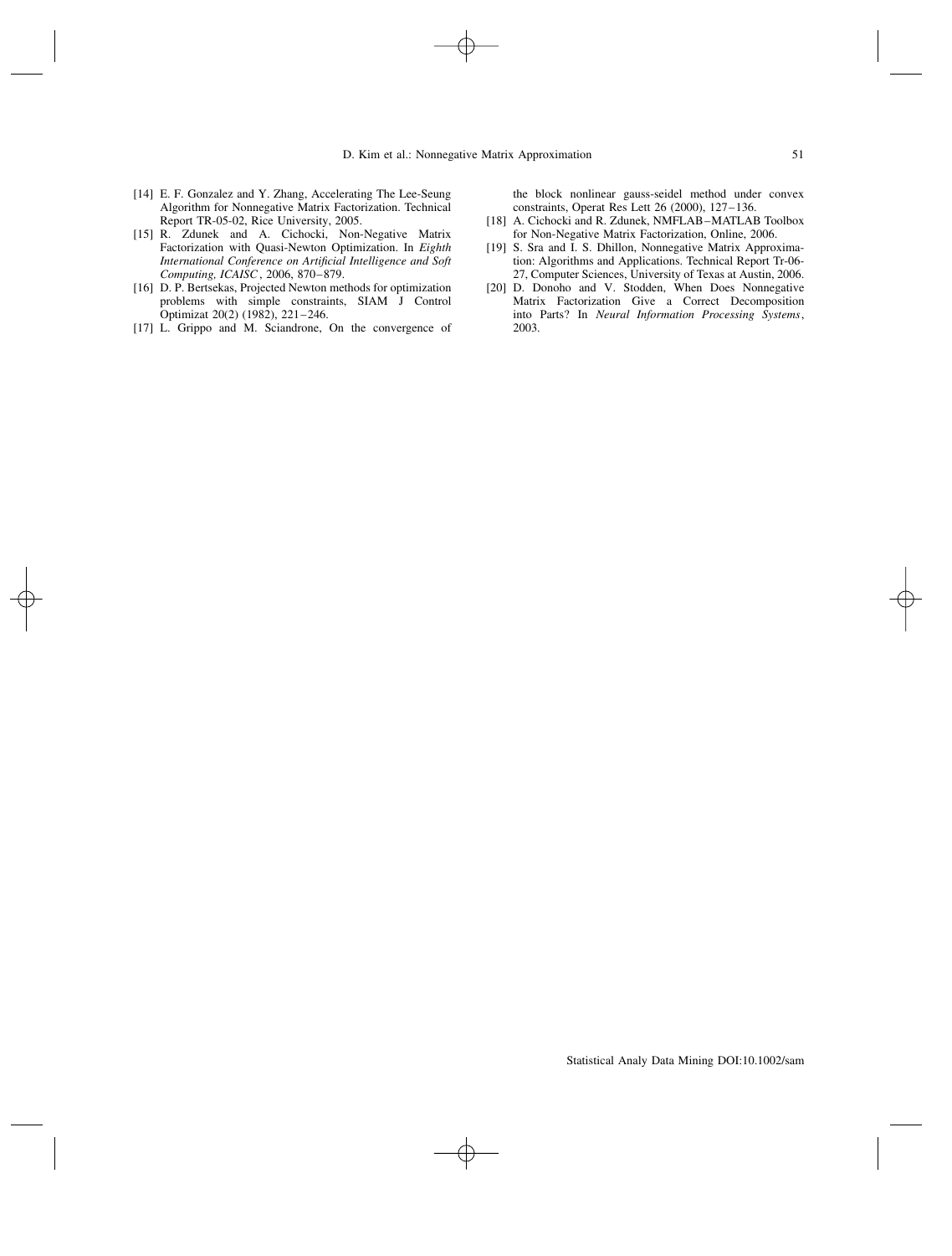[14] E. F. Gonzalez and Y. Zhang, Accelerating The Lee-Seung Algorithm for Nonnegative Matrix Factorization. Technical Report TR-05-02, Rice University, 2005.

[15] R. Zdunek and A. Cichocki, Non-Negative Matrix Factorization with Quasi-Newton Optimization. In *Eighth International Conference on Artificial Intelligence and Soft Computing, ICAISC*, 2006, 870–879.

[16] D. P. Bertsekas, Projected Newton methods for optimization problems with simple constraints, SIAM J Control Optimizat 20(2) (1982), 221–246.

[17] L. Grippo and M. Sciandrone, On the convergence of the block nonlinear gauss-seidel method under convex constraints, Operat Res Lett 26 (2000), 127–136.

[18] A. Cichocki and R. Zdunek, NMFLAB–MATLAB Toolbox for Non-Negative Matrix Factorization, Online, 2006.

[19] S. Sra and I. S. Dhillon, Nonnegative Matrix Approximation: Algorithms and Applications. Technical Report Tr-06-27, Computer Sciences, University of Texas at Austin, 2006.

[20] D. Donoho and V. Stodden, When Does Nonnegative Matrix Factorization Give a Correct Decomposition into Parts? In *Neural Information Processing Systems*, 2003.